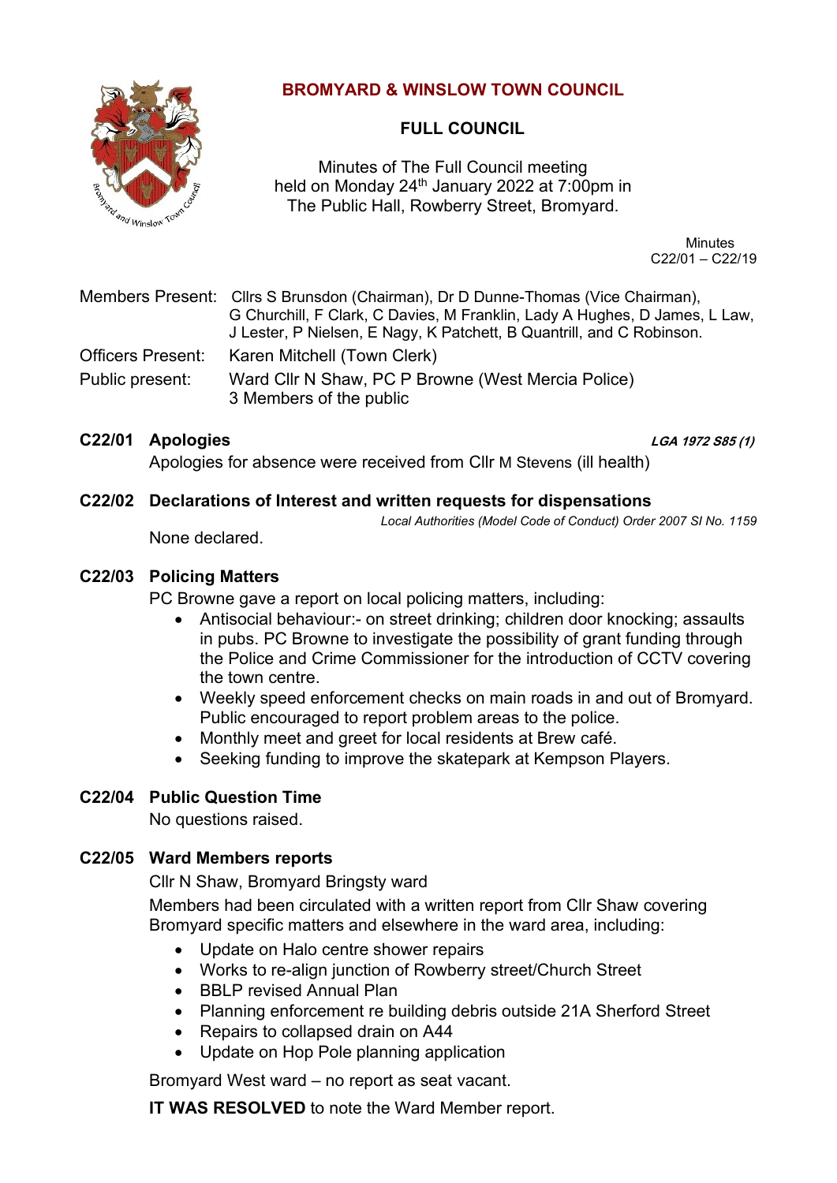# BROMYARD & WINSLOW TOWN COUNCIL

## FULL COUNCIL

Minutes of The Full Council meeting
held on Monday 24th January 2022 at 7:00pm in
The Public Hall, Rowberry Street, Bromyard.

Minutes
C22/01 – C22/19

Members Present: Cllrs S Brunsdon (Chairman), Dr D Dunne-Thomas (Vice Chairman), G Churchill, F Clark, C Davies, M Franklin, Lady A Hughes, D James, L Law, J Lester, P Nielsen, E Nagy, K Patchett, B Quantrill, and C Robinson.

Officers Present: Karen Mitchell (Town Clerk)

Public present: Ward Cllr N Shaw, PC P Browne (West Mercia Police)
3 Members of the public

### C22/01 Apologies

***LGA 1972 S85 (1)***

Apologies for absence were received from Cllr M Stevens (ill health)

### C22/02 Declarations of Interest and written requests for dispensations

*Local Authorities (Model Code of Conduct) Order 2007 SI No. 1159*

None declared.

### C22/03 Policing Matters

PC Browne gave a report on local policing matters, including:

- Antisocial behaviour:- on street drinking; children door knocking; assaults in pubs. PC Browne to investigate the possibility of grant funding through the Police and Crime Commissioner for the introduction of CCTV covering the town centre.
- Weekly speed enforcement checks on main roads in and out of Bromyard. Public encouraged to report problem areas to the police.
- Monthly meet and greet for local residents at Brew café.
- Seeking funding to improve the skatepark at Kempson Players.

### C22/04 Public Question Time

No questions raised.

### C22/05 Ward Members reports

Cllr N Shaw, Bromyard Bringsty ward

Members had been circulated with a written report from Cllr Shaw covering Bromyard specific matters and elsewhere in the ward area, including:

- Update on Halo centre shower repairs
- Works to re-align junction of Rowberry street/Church Street
- BBLP revised Annual Plan
- Planning enforcement re building debris outside 21A Sherford Street
- Repairs to collapsed drain on A44
- Update on Hop Pole planning application

Bromyard West ward – no report as seat vacant.

**IT WAS RESOLVED** to note the Ward Member report.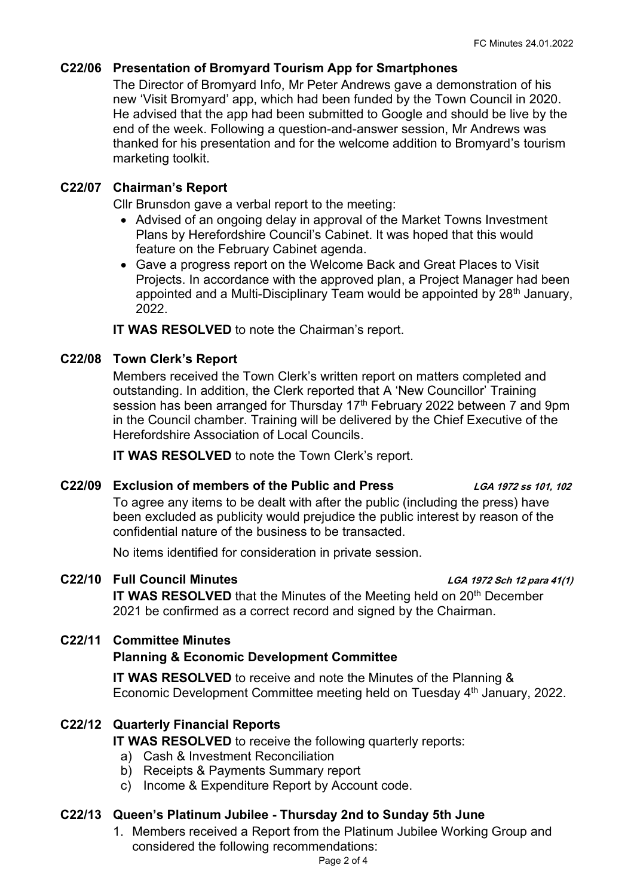## C22/06 Presentation of Bromyard Tourism App for Smartphones

The Director of Bromyard Info, Mr Peter Andrews gave a demonstration of his new 'Visit Bromyard' app, which had been funded by the Town Council in 2020. He advised that the app had been submitted to Google and should be live by the end of the week. Following a question-and-answer session, Mr Andrews was thanked for his presentation and for the welcome addition to Bromyard's tourism marketing toolkit.

## C22/07 Chairman's Report

Cllr Brunsdon gave a verbal report to the meeting:

- Advised of an ongoing delay in approval of the Market Towns Investment Plans by Herefordshire Council's Cabinet. It was hoped that this would feature on the February Cabinet agenda.
- Gave a progress report on the Welcome Back and Great Places to Visit Projects. In accordance with the approved plan, a Project Manager had been appointed and a Multi-Disciplinary Team would be appointed by 28th January, 2022.

**IT WAS RESOLVED** to note the Chairman's report.

## C22/08 Town Clerk's Report

Members received the Town Clerk's written report on matters completed and outstanding. In addition, the Clerk reported that A 'New Councillor' Training session has been arranged for Thursday 17th February 2022 between 7 and 9pm in the Council chamber. Training will be delivered by the Chief Executive of the Herefordshire Association of Local Councils.

**IT WAS RESOLVED** to note the Town Clerk's report.

## C22/09 Exclusion of members of the Public and Press *LGA 1972 ss 101, 102*

To agree any items to be dealt with after the public (including the press) have been excluded as publicity would prejudice the public interest by reason of the confidential nature of the business to be transacted.

No items identified for consideration in private session.

## C22/10 Full Council Minutes *LGA 1972 Sch 12 para 41(1)*

**IT WAS RESOLVED** that the Minutes of the Meeting held on 20th December 2021 be confirmed as a correct record and signed by the Chairman.

## C22/11 Committee Minutes

### Planning & Economic Development Committee

**IT WAS RESOLVED** to receive and note the Minutes of the Planning & Economic Development Committee meeting held on Tuesday 4th January, 2022.

## C22/12 Quarterly Financial Reports

**IT WAS RESOLVED** to receive the following quarterly reports:

a) Cash & Investment Reconciliation
b) Receipts & Payments Summary report
c) Income & Expenditure Report by Account code.

## C22/13 Queen's Platinum Jubilee - Thursday 2nd to Sunday 5th June

1. Members received a Report from the Platinum Jubilee Working Group and considered the following recommendations: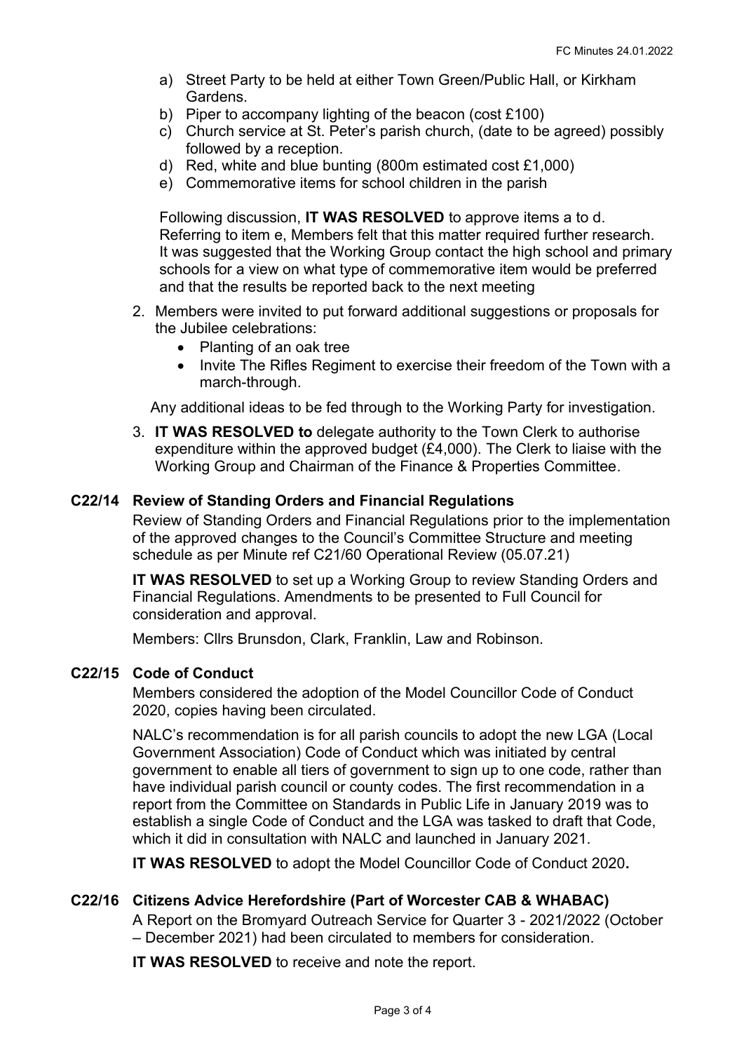a) Street Party to be held at either Town Green/Public Hall, or Kirkham Gardens.
b) Piper to accompany lighting of the beacon (cost £100)
c) Church service at St. Peter's parish church, (date to be agreed) possibly followed by a reception.
d) Red, white and blue bunting (800m estimated cost £1,000)
e) Commemorative items for school children in the parish

Following discussion, **IT WAS RESOLVED** to approve items a to d. Referring to item e, Members felt that this matter required further research. It was suggested that the Working Group contact the high school and primary schools for a view on what type of commemorative item would be preferred and that the results be reported back to the next meeting

2. Members were invited to put forward additional suggestions or proposals for the Jubilee celebrations:
   - Planting of an oak tree
   - Invite The Rifles Regiment to exercise their freedom of the Town with a march-through.

   Any additional ideas to be fed through to the Working Party for investigation.

3. **IT WAS RESOLVED to** delegate authority to the Town Clerk to authorise expenditure within the approved budget (£4,000). The Clerk to liaise with the Working Group and Chairman of the Finance & Properties Committee.

### C22/14 Review of Standing Orders and Financial Regulations

Review of Standing Orders and Financial Regulations prior to the implementation of the approved changes to the Council's Committee Structure and meeting schedule as per Minute ref C21/60 Operational Review (05.07.21)

**IT WAS RESOLVED** to set up a Working Group to review Standing Orders and Financial Regulations. Amendments to be presented to Full Council for consideration and approval.

Members: Cllrs Brunsdon, Clark, Franklin, Law and Robinson.

### C22/15 Code of Conduct

Members considered the adoption of the Model Councillor Code of Conduct 2020, copies having been circulated.

NALC's recommendation is for all parish councils to adopt the new LGA (Local Government Association) Code of Conduct which was initiated by central government to enable all tiers of government to sign up to one code, rather than have individual parish council or county codes. The first recommendation in a report from the Committee on Standards in Public Life in January 2019 was to establish a single Code of Conduct and the LGA was tasked to draft that Code, which it did in consultation with NALC and launched in January 2021.

**IT WAS RESOLVED** to adopt the Model Councillor Code of Conduct 2020**.**

### C22/16 Citizens Advice Herefordshire (Part of Worcester CAB & WHABAC)

A Report on the Bromyard Outreach Service for Quarter 3 - 2021/2022 (October – December 2021) had been circulated to members for consideration.

**IT WAS RESOLVED** to receive and note the report.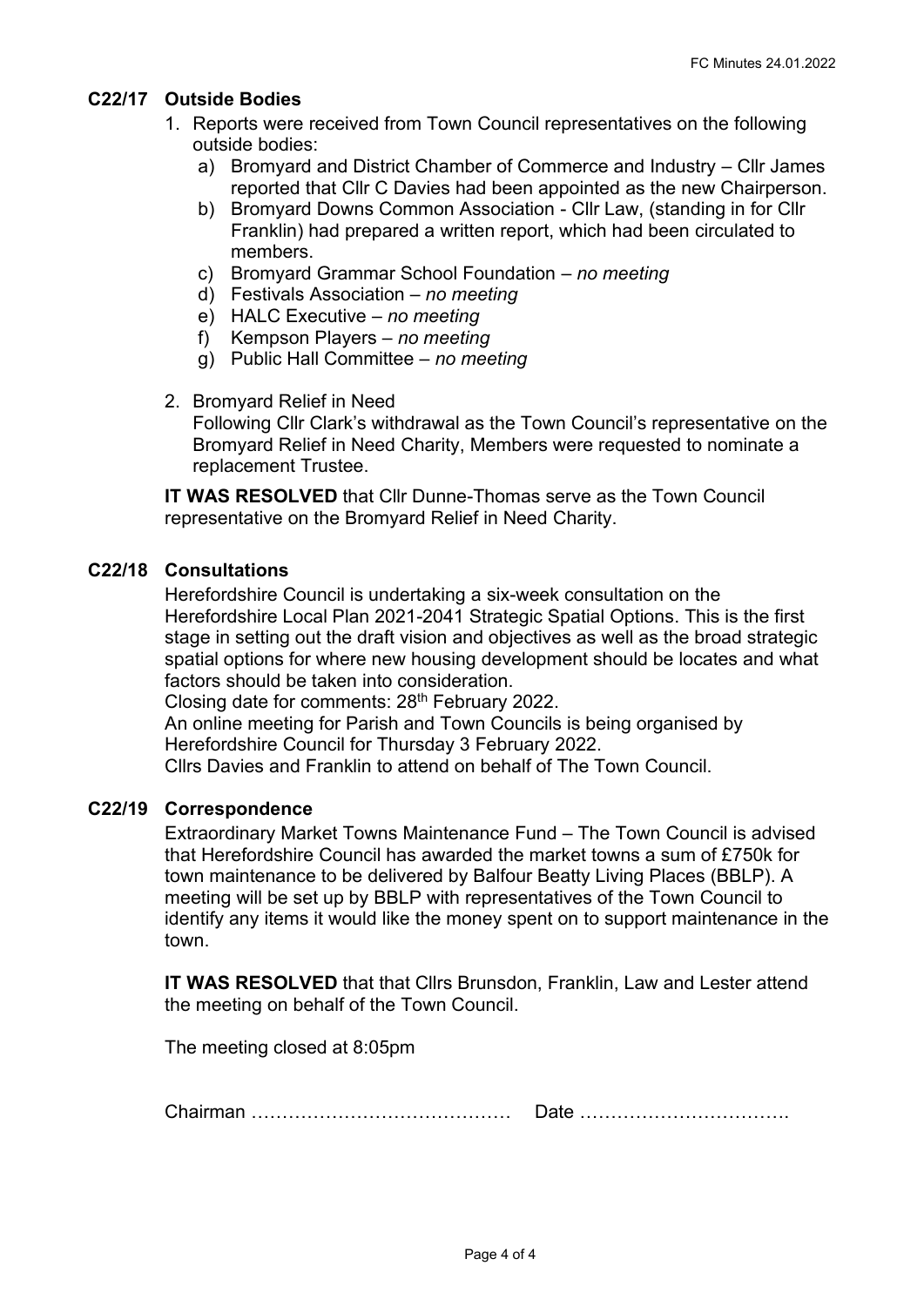## C22/17 Outside Bodies

1. Reports were received from Town Council representatives on the following outside bodies:
   a) Bromyard and District Chamber of Commerce and Industry – Cllr James reported that Cllr C Davies had been appointed as the new Chairperson.
   b) Bromyard Downs Common Association - Cllr Law, (standing in for Cllr Franklin) had prepared a written report, which had been circulated to members.
   c) Bromyard Grammar School Foundation – *no meeting*
   d) Festivals Association – *no meeting*
   e) HALC Executive – *no meeting*
   f) Kempson Players – *no meeting*
   g) Public Hall Committee – *no meeting*

2. Bromyard Relief in Need
   Following Cllr Clark's withdrawal as the Town Council's representative on the Bromyard Relief in Need Charity, Members were requested to nominate a replacement Trustee.

**IT WAS RESOLVED** that Cllr Dunne-Thomas serve as the Town Council representative on the Bromyard Relief in Need Charity.

## C22/18 Consultations

Herefordshire Council is undertaking a six-week consultation on the Herefordshire Local Plan 2021-2041 Strategic Spatial Options. This is the first stage in setting out the draft vision and objectives as well as the broad strategic spatial options for where new housing development should be locates and what factors should be taken into consideration.
Closing date for comments: 28th February 2022.
An online meeting for Parish and Town Councils is being organised by Herefordshire Council for Thursday 3 February 2022.
Cllrs Davies and Franklin to attend on behalf of The Town Council.

## C22/19 Correspondence

Extraordinary Market Towns Maintenance Fund – The Town Council is advised that Herefordshire Council has awarded the market towns a sum of £750k for town maintenance to be delivered by Balfour Beatty Living Places (BBLP). A meeting will be set up by BBLP with representatives of the Town Council to identify any items it would like the money spent on to support maintenance in the town.

**IT WAS RESOLVED** that that Cllrs Brunsdon, Franklin, Law and Lester attend the meeting on behalf of the Town Council.

The meeting closed at 8:05pm

Chairman …………………………………… Date …………………………….